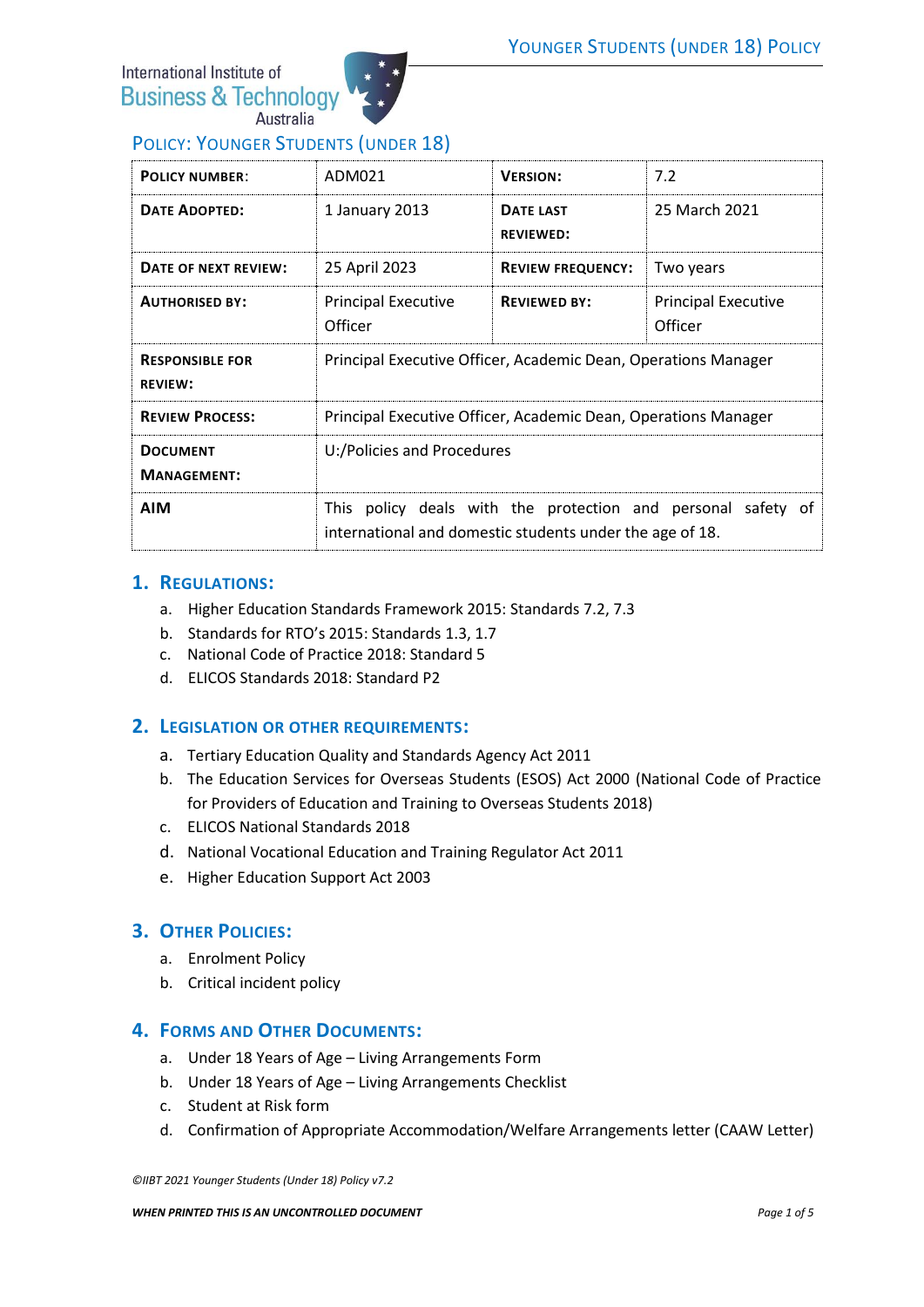International Institute of
Business & Technology
Australia

# Policy: Younger Students (under 18)

| Policy Number: | ADM021 | Version: | 7.2 |
|---|---|---|---|
| Date Adopted: | 1 January 2013 | Date last reviewed: | 25 March 2021 |
| Date of next review: | 25 April 2023 | Review frequency: | Two years |
| Authorised by: | Principal Executive Officer | Reviewed by: | Principal Executive Officer |
| Responsible for review: | Principal Executive Officer, Academic Dean, Operations Manager | | |
| Review Process: | Principal Executive Officer, Academic Dean, Operations Manager | | |
| Document Management: | U:/Policies and Procedures | | |
| AIM | This policy deals with the protection and personal safety of international and domestic students under the age of 18. | | |

## 1. Regulations:

a. Higher Education Standards Framework 2015: Standards 7.2, 7.3
b. Standards for RTO's 2015: Standards 1.3, 1.7
c. National Code of Practice 2018: Standard 5
d. ELICOS Standards 2018: Standard P2

## 2. Legislation or other requirements:

a. Tertiary Education Quality and Standards Agency Act 2011
b. The Education Services for Overseas Students (ESOS) Act 2000 (National Code of Practice for Providers of Education and Training to Overseas Students 2018)
c. ELICOS National Standards 2018
d. National Vocational Education and Training Regulator Act 2011
e. Higher Education Support Act 2003

## 3. Other Policies:

a. Enrolment Policy
b. Critical incident policy

## 4. Forms and Other Documents:

a. Under 18 Years of Age – Living Arrangements Form
b. Under 18 Years of Age – Living Arrangements Checklist
c. Student at Risk form
d. Confirmation of Appropriate Accommodation/Welfare Arrangements letter (CAAW Letter)

*©IIBT 2021 Younger Students (Under 18) Policy v7.2*

***WHEN PRINTED THIS IS AN UNCONTROLLED DOCUMENT***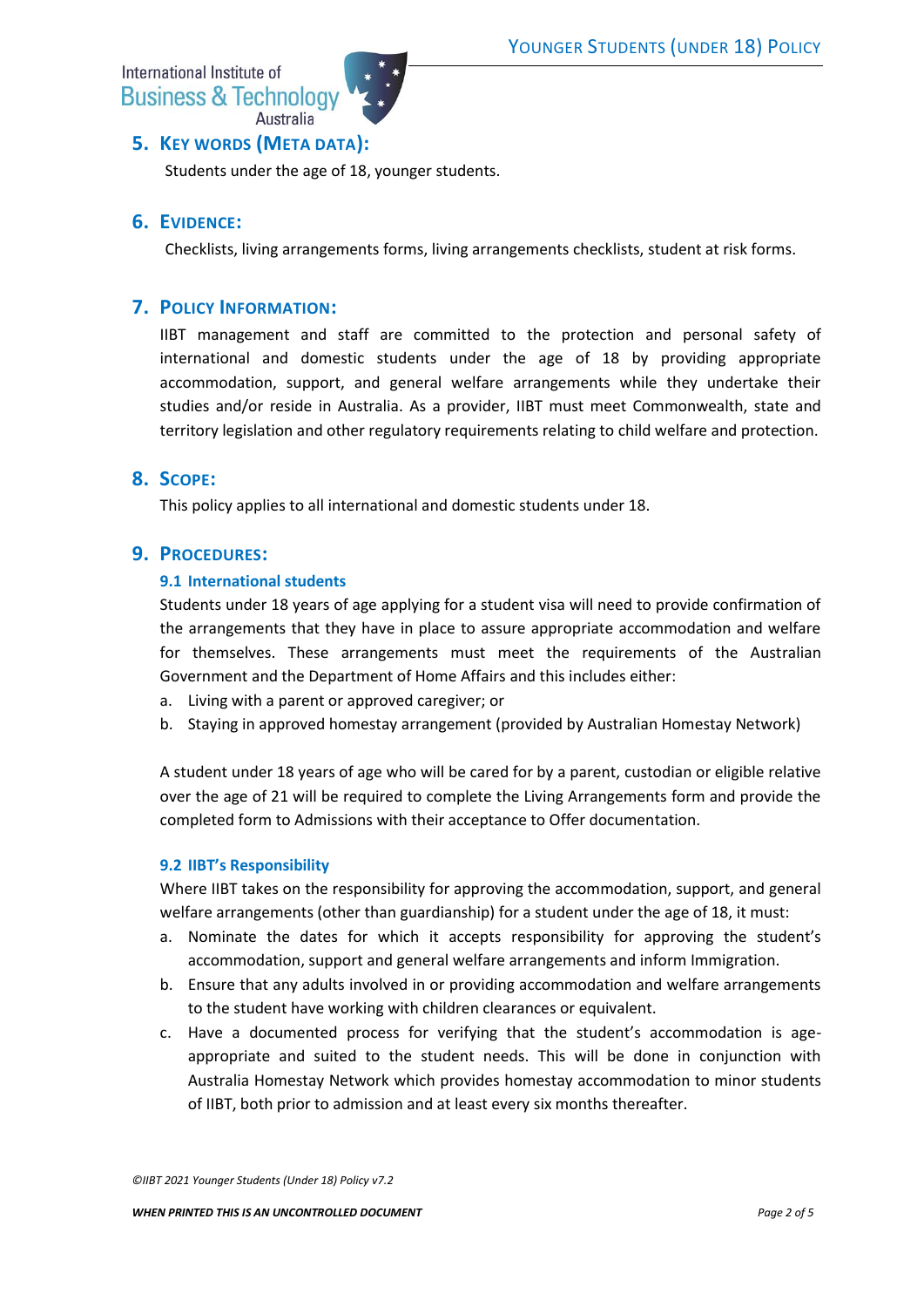## 5. Key words (Meta data):

Students under the age of 18, younger students.

## 6. Evidence:

Checklists, living arrangements forms, living arrangements checklists, student at risk forms.

## 7. Policy Information:

IIBT management and staff are committed to the protection and personal safety of international and domestic students under the age of 18 by providing appropriate accommodation, support, and general welfare arrangements while they undertake their studies and/or reside in Australia. As a provider, IIBT must meet Commonwealth, state and territory legislation and other regulatory requirements relating to child welfare and protection.

## 8. Scope:

This policy applies to all international and domestic students under 18.

## 9. Procedures:

### 9.1 International students

Students under 18 years of age applying for a student visa will need to provide confirmation of the arrangements that they have in place to assure appropriate accommodation and welfare for themselves. These arrangements must meet the requirements of the Australian Government and the Department of Home Affairs and this includes either:

a. Living with a parent or approved caregiver; or
b. Staying in approved homestay arrangement (provided by Australian Homestay Network)

A student under 18 years of age who will be cared for by a parent, custodian or eligible relative over the age of 21 will be required to complete the Living Arrangements form and provide the completed form to Admissions with their acceptance to Offer documentation.

### 9.2 IIBT's Responsibility

Where IIBT takes on the responsibility for approving the accommodation, support, and general welfare arrangements (other than guardianship) for a student under the age of 18, it must:

a. Nominate the dates for which it accepts responsibility for approving the student's accommodation, support and general welfare arrangements and inform Immigration.
b. Ensure that any adults involved in or providing accommodation and welfare arrangements to the student have working with children clearances or equivalent.
c. Have a documented process for verifying that the student's accommodation is age-appropriate and suited to the student needs. This will be done in conjunction with Australia Homestay Network which provides homestay accommodation to minor students of IIBT, both prior to admission and at least every six months thereafter.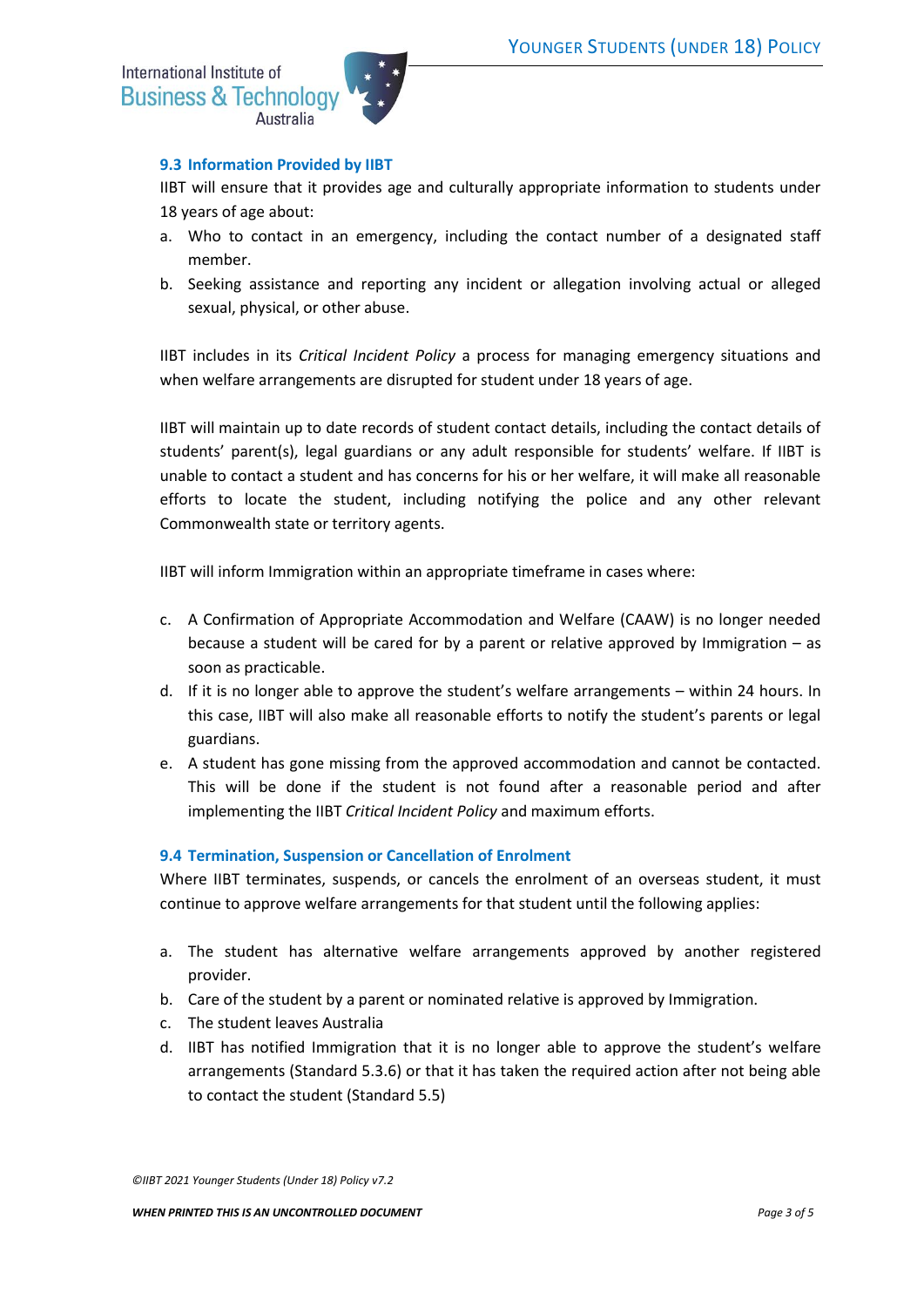### 9.3 Information Provided by IIBT

IIBT will ensure that it provides age and culturally appropriate information to students under 18 years of age about:

a. Who to contact in an emergency, including the contact number of a designated staff member.
b. Seeking assistance and reporting any incident or allegation involving actual or alleged sexual, physical, or other abuse.

IIBT includes in its *Critical Incident Policy* a process for managing emergency situations and when welfare arrangements are disrupted for student under 18 years of age.

IIBT will maintain up to date records of student contact details, including the contact details of students' parent(s), legal guardians or any adult responsible for students' welfare. If IIBT is unable to contact a student and has concerns for his or her welfare, it will make all reasonable efforts to locate the student, including notifying the police and any other relevant Commonwealth state or territory agents.

IIBT will inform Immigration within an appropriate timeframe in cases where:

c. A Confirmation of Appropriate Accommodation and Welfare (CAAW) is no longer needed because a student will be cared for by a parent or relative approved by Immigration – as soon as practicable.
d. If it is no longer able to approve the student's welfare arrangements – within 24 hours. In this case, IIBT will also make all reasonable efforts to notify the student's parents or legal guardians.
e. A student has gone missing from the approved accommodation and cannot be contacted. This will be done if the student is not found after a reasonable period and after implementing the IIBT *Critical Incident Policy* and maximum efforts.

### 9.4 Termination, Suspension or Cancellation of Enrolment

Where IIBT terminates, suspends, or cancels the enrolment of an overseas student, it must continue to approve welfare arrangements for that student until the following applies:

a. The student has alternative welfare arrangements approved by another registered provider.
b. Care of the student by a parent or nominated relative is approved by Immigration.
c. The student leaves Australia
d. IIBT has notified Immigration that it is no longer able to approve the student's welfare arrangements (Standard 5.3.6) or that it has taken the required action after not being able to contact the student (Standard 5.5)

*©IIBT 2021 Younger Students (Under 18) Policy v7.2*

***WHEN PRINTED THIS IS AN UNCONTROLLED DOCUMENT***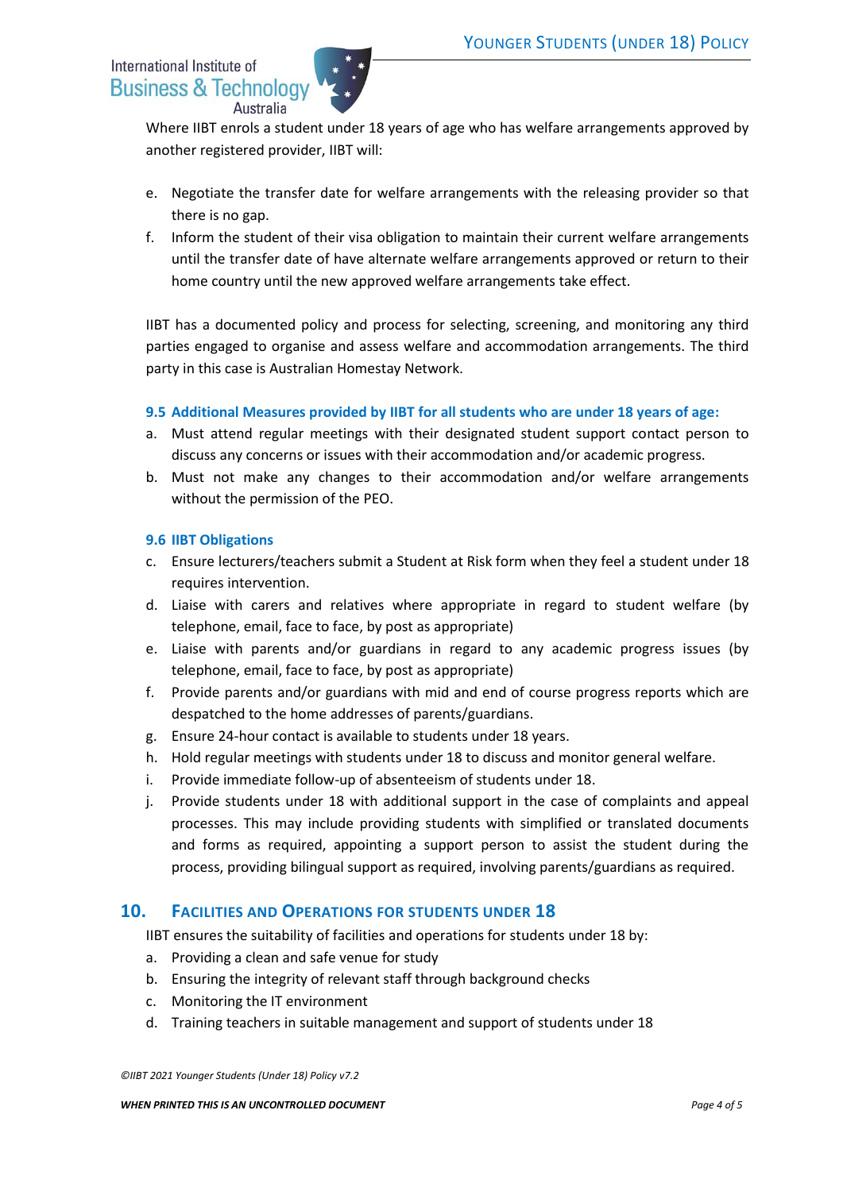Where IIBT enrols a student under 18 years of age who has welfare arrangements approved by another registered provider, IIBT will:

e. Negotiate the transfer date for welfare arrangements with the releasing provider so that there is no gap.
f. Inform the student of their visa obligation to maintain their current welfare arrangements until the transfer date of have alternate welfare arrangements approved or return to their home country until the new approved welfare arrangements take effect.

IIBT has a documented policy and process for selecting, screening, and monitoring any third parties engaged to organise and assess welfare and accommodation arrangements. The third party in this case is Australian Homestay Network.

### 9.5 Additional Measures provided by IIBT for all students who are under 18 years of age:

a. Must attend regular meetings with their designated student support contact person to discuss any concerns or issues with their accommodation and/or academic progress.
b. Must not make any changes to their accommodation and/or welfare arrangements without the permission of the PEO.

### 9.6 IIBT Obligations

c. Ensure lecturers/teachers submit a Student at Risk form when they feel a student under 18 requires intervention.
d. Liaise with carers and relatives where appropriate in regard to student welfare (by telephone, email, face to face, by post as appropriate)
e. Liaise with parents and/or guardians in regard to any academic progress issues (by telephone, email, face to face, by post as appropriate)
f. Provide parents and/or guardians with mid and end of course progress reports which are despatched to the home addresses of parents/guardians.
g. Ensure 24-hour contact is available to students under 18 years.
h. Hold regular meetings with students under 18 to discuss and monitor general welfare.
i. Provide immediate follow-up of absenteeism of students under 18.
j. Provide students under 18 with additional support in the case of complaints and appeal processes. This may include providing students with simplified or translated documents and forms as required, appointing a support person to assist the student during the process, providing bilingual support as required, involving parents/guardians as required.

## 10. Facilities and Operations for Students Under 18

IIBT ensures the suitability of facilities and operations for students under 18 by:

a. Providing a clean and safe venue for study
b. Ensuring the integrity of relevant staff through background checks
c. Monitoring the IT environment
d. Training teachers in suitable management and support of students under 18

*©IIBT 2021 Younger Students (Under 18) Policy v7.2*

***WHEN PRINTED THIS IS AN UNCONTROLLED DOCUMENT***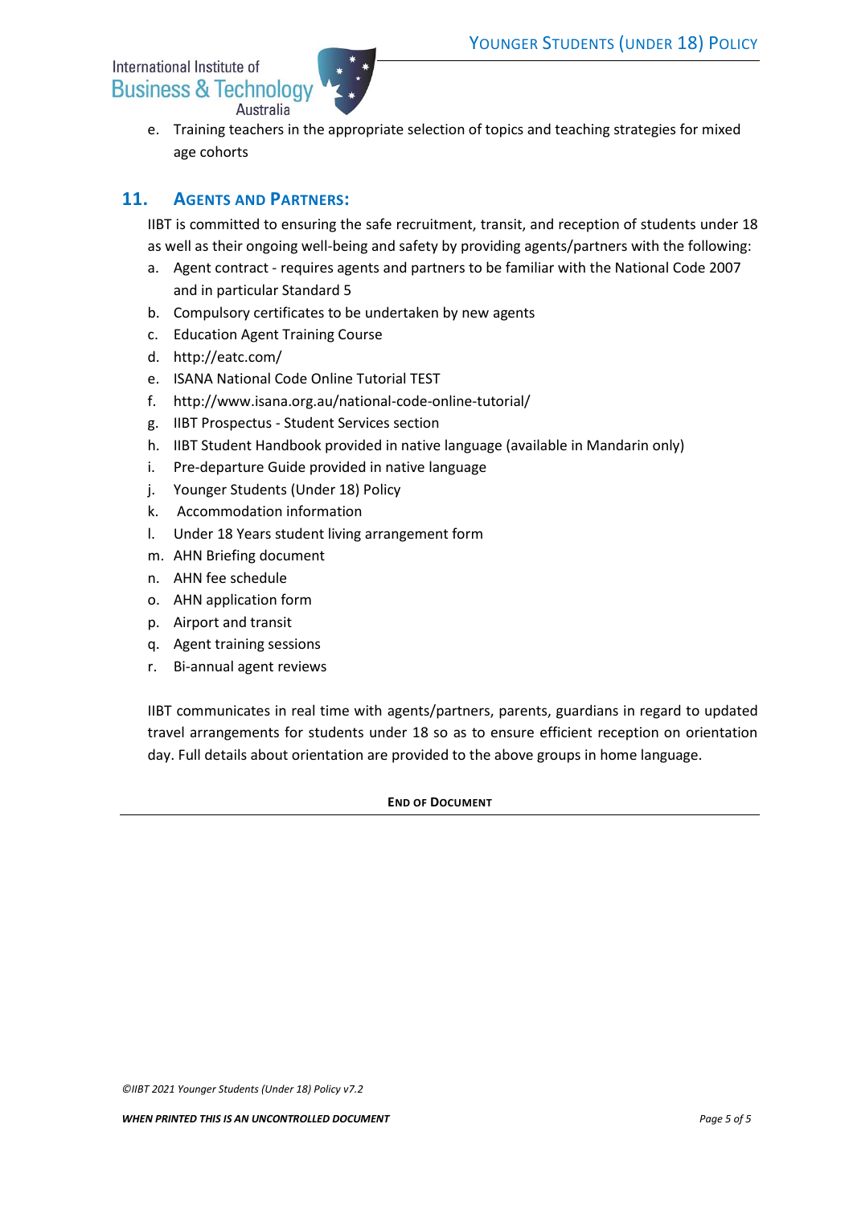e. Training teachers in the appropriate selection of topics and teaching strategies for mixed age cohorts

## 11. Agents and Partners:

IIBT is committed to ensuring the safe recruitment, transit, and reception of students under 18 as well as their ongoing well-being and safety by providing agents/partners with the following:

a. Agent contract - requires agents and partners to be familiar with the National Code 2007 and in particular Standard 5
b. Compulsory certificates to be undertaken by new agents
c. Education Agent Training Course
d. http://eatc.com/
e. ISANA National Code Online Tutorial TEST
f. http://www.isana.org.au/national-code-online-tutorial/
g. IIBT Prospectus - Student Services section
h. IIBT Student Handbook provided in native language (available in Mandarin only)
i. Pre-departure Guide provided in native language
j. Younger Students (Under 18) Policy
k. Accommodation information
l. Under 18 Years student living arrangement form
m. AHN Briefing document
n. AHN fee schedule
o. AHN application form
p. Airport and transit
q. Agent training sessions
r. Bi-annual agent reviews

IIBT communicates in real time with agents/partners, parents, guardians in regard to updated travel arrangements for students under 18 so as to ensure efficient reception on orientation day. Full details about orientation are provided to the above groups in home language.

**End of Document**

*©IIBT 2021 Younger Students (Under 18) Policy v7.2*

***WHEN PRINTED THIS IS AN UNCONTROLLED DOCUMENT***